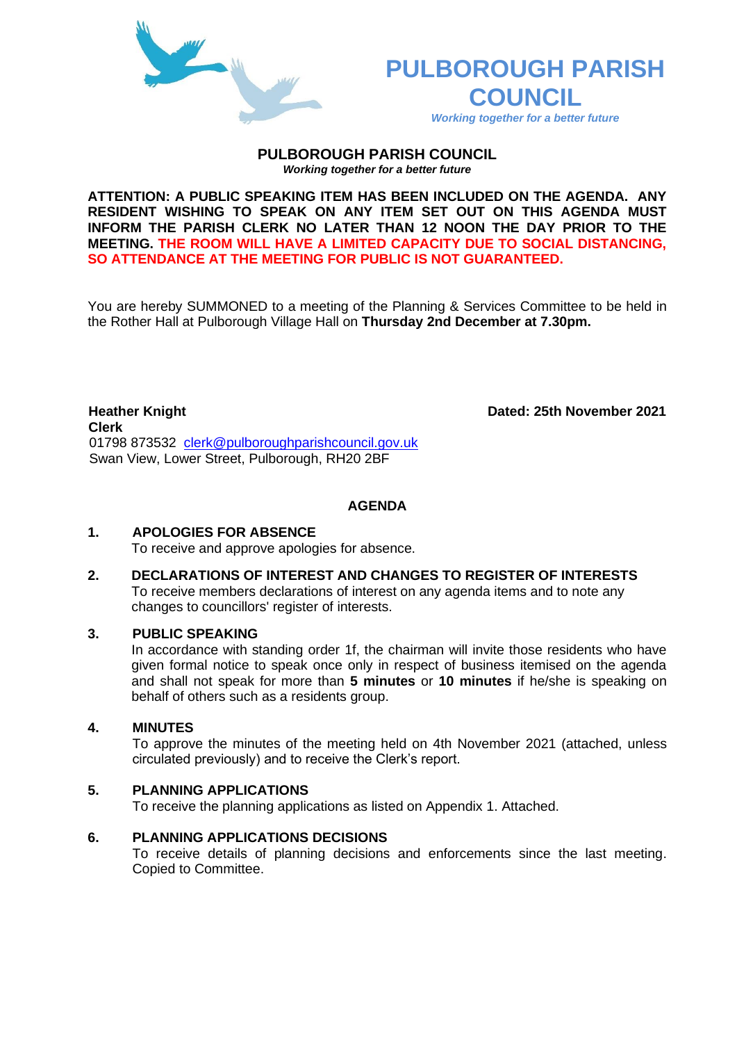# PULBOROUGH PARISH COUNCIL

*Working together for a better future*

## PULBOROUGH PARISH COUNCIL

***Working together for a better future***

**ATTENTION: A PUBLIC SPEAKING ITEM HAS BEEN INCLUDED ON THE AGENDA. ANY RESIDENT WISHING TO SPEAK ON ANY ITEM SET OUT ON THIS AGENDA MUST INFORM THE PARISH CLERK NO LATER THAN 12 NOON THE DAY PRIOR TO THE MEETING. THE ROOM WILL HAVE A LIMITED CAPACITY DUE TO SOCIAL DISTANCING, SO ATTENDANCE AT THE MEETING FOR PUBLIC IS NOT GUARANTEED.**

You are hereby SUMMONED to a meeting of the Planning & Services Committee to be held in the Rother Hall at Pulborough Village Hall on **Thursday 2nd December at 7.30pm.**

**Heather Knight**
**Clerk**
01798 873532 clerk@pulboroughparishcouncil.gov.uk
Swan View, Lower Street, Pulborough, RH20 2BF

**Dated: 25th November 2021**

## AGENDA

**1. APOLOGIES FOR ABSENCE**
To receive and approve apologies for absence.

**2. DECLARATIONS OF INTEREST AND CHANGES TO REGISTER OF INTERESTS**
To receive members declarations of interest on any agenda items and to note any changes to councillors' register of interests.

**3. PUBLIC SPEAKING**
In accordance with standing order 1f, the chairman will invite those residents who have given formal notice to speak once only in respect of business itemised on the agenda and shall not speak for more than **5 minutes** or **10 minutes** if he/she is speaking on behalf of others such as a residents group.

**4. MINUTES**
To approve the minutes of the meeting held on 4th November 2021 (attached, unless circulated previously) and to receive the Clerk's report.

**5. PLANNING APPLICATIONS**
To receive the planning applications as listed on Appendix 1. Attached.

**6. PLANNING APPLICATIONS DECISIONS**
To receive details of planning decisions and enforcements since the last meeting. Copied to Committee.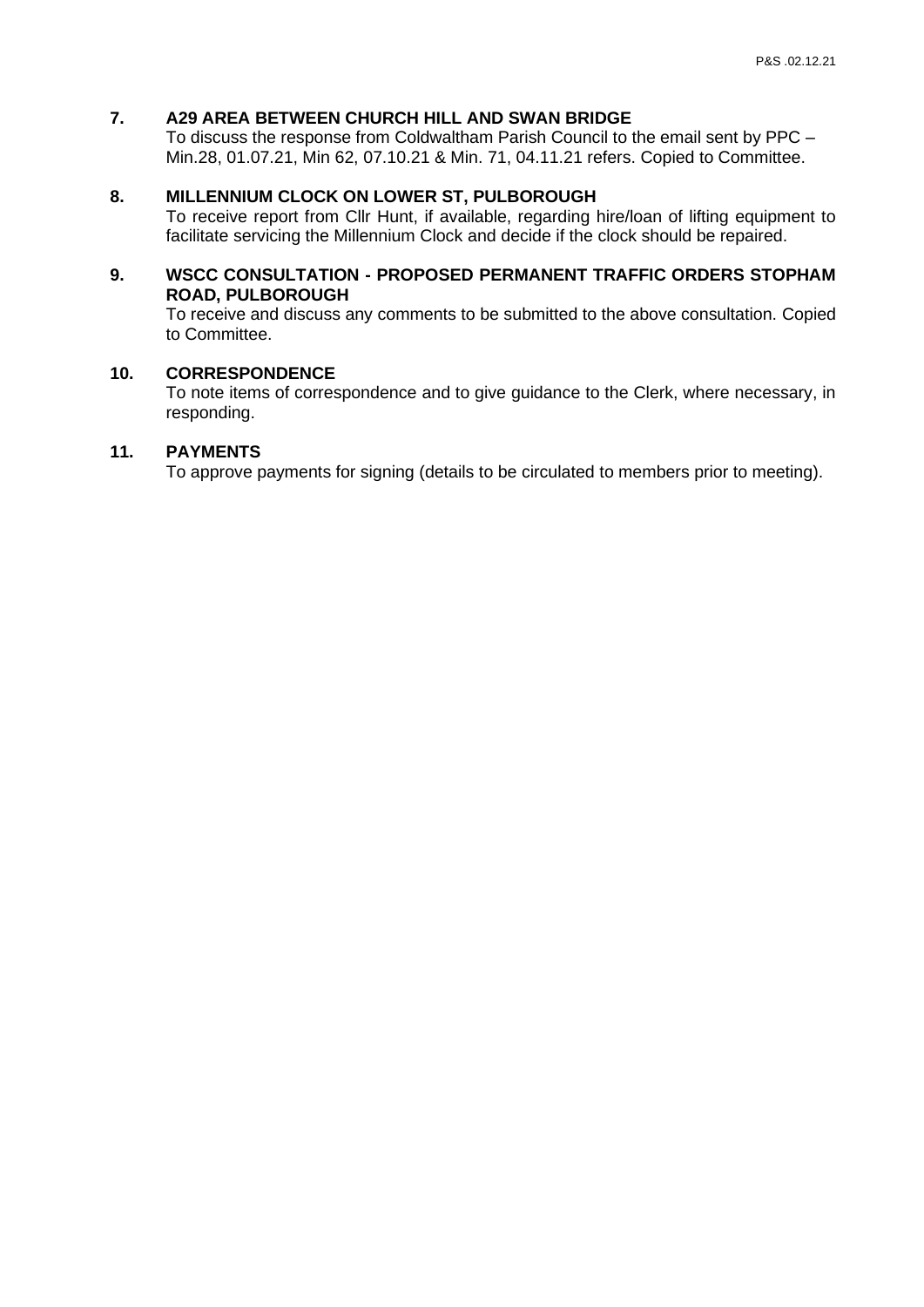**7. A29 AREA BETWEEN CHURCH HILL AND SWAN BRIDGE**

To discuss the response from Coldwaltham Parish Council to the email sent by PPC – Min.28, 01.07.21, Min 62, 07.10.21 & Min. 71, 04.11.21 refers. Copied to Committee.

**8. MILLENNIUM CLOCK ON LOWER ST, PULBOROUGH**

To receive report from Cllr Hunt, if available, regarding hire/loan of lifting equipment to facilitate servicing the Millennium Clock and decide if the clock should be repaired.

**9. WSCC CONSULTATION - PROPOSED PERMANENT TRAFFIC ORDERS STOPHAM ROAD, PULBOROUGH**

To receive and discuss any comments to be submitted to the above consultation. Copied to Committee.

**10. CORRESPONDENCE**

To note items of correspondence and to give guidance to the Clerk, where necessary, in responding.

**11. PAYMENTS**

To approve payments for signing (details to be circulated to members prior to meeting).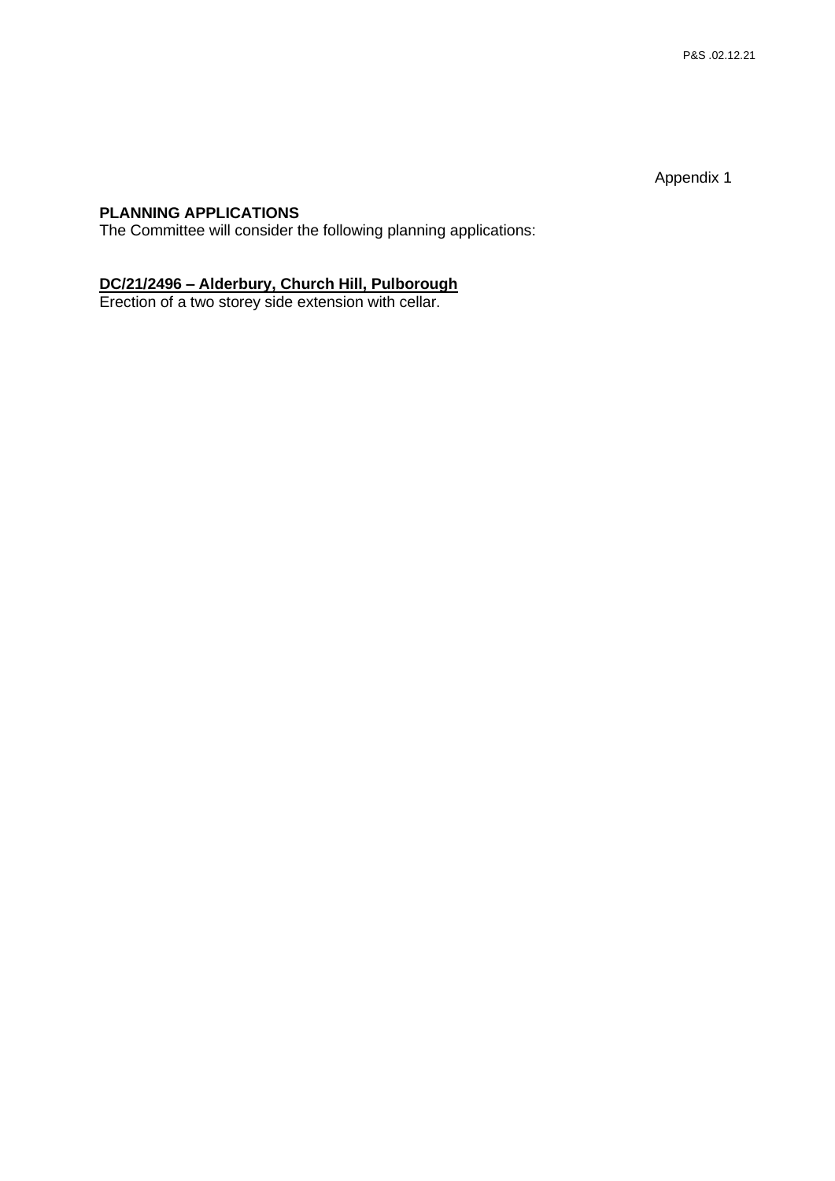Appendix 1

**PLANNING APPLICATIONS**

The Committee will consider the following planning applications:

**DC/21/2496 – Alderbury, Church Hill, Pulborough**

Erection of a two storey side extension with cellar.